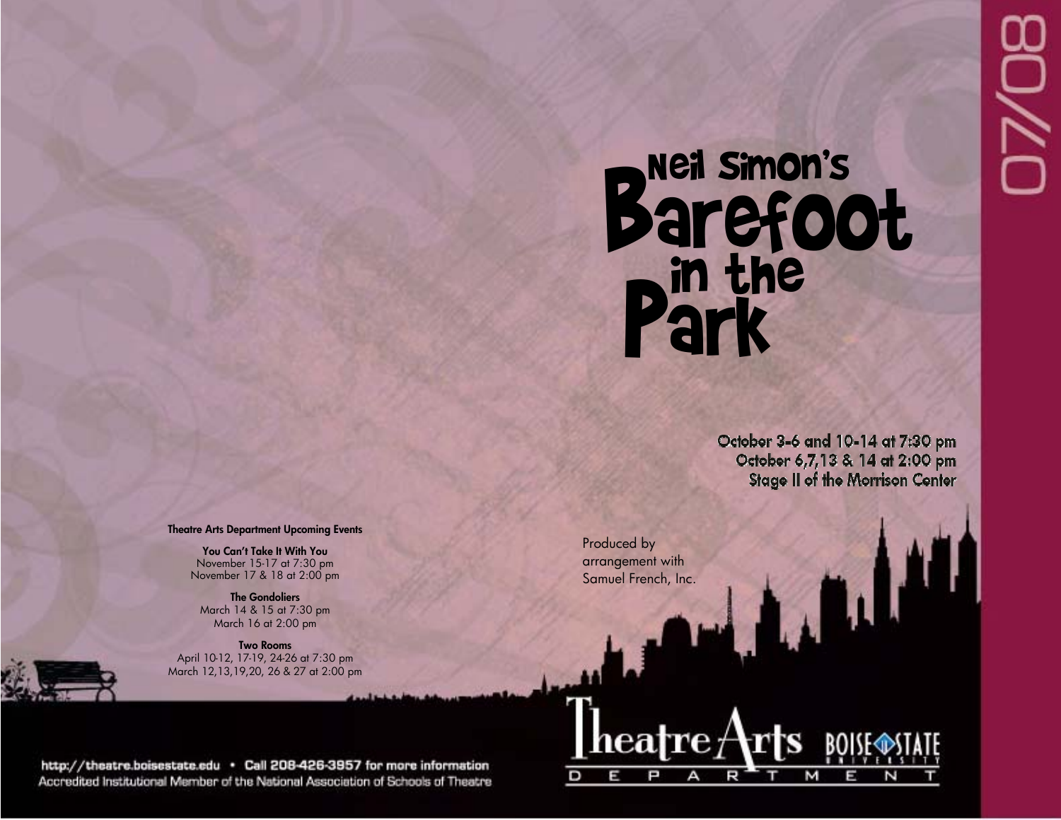# Neil Simon's Barefoot in the Park

07/08

October 3-6 and 10-14 at 7:30 pm
October 6,7,13 & 14 at 2:00 pm
Stage II of the Morrison Center

Produced by arrangement with Samuel French, Inc.

**Theatre Arts Department Upcoming Events**

**You Can't Take It With You**
November 15-17 at 7:30 pm
November 17 & 18 at 2:00 pm

**The Gondoliers**
March 14 & 15 at 7:30 pm
March 16 at 2:00 pm

**Two Rooms**
April 10-12, 17-19, 24-26 at 7:30 pm
March 12,13,19,20, 26 & 27 at 2:00 pm

http://theatre.boisestate.edu • Call 208-426-3957 for more information
Accredited Institutional Member of the National Association of Schools of Theatre

Theatre Arts Department
Boise State University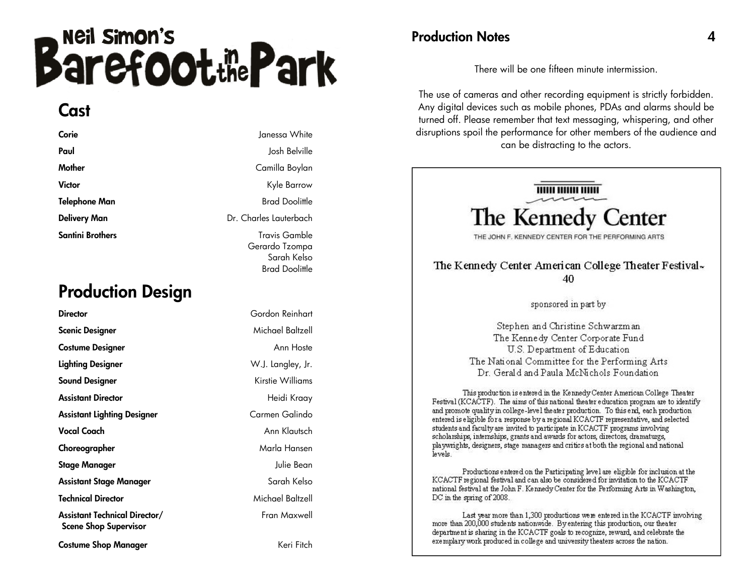# Neil Simon's Barefoot in the Park

## Cast

| | |
|---|---|
| **Corie** | Janessa White |
| **Paul** | Josh Belville |
| **Mother** | Camilla Boylan |
| **Victor** | Kyle Barrow |
| **Telephone Man** | Brad Doolittle |
| **Delivery Man** | Dr. Charles Lauterbach |
| **Santini Brothers** | Travis Gamble<br>Gerardo Tzompa<br>Sarah Kelso<br>Brad Doolittle |

## Production Design

| | |
|---|---|
| **Director** | Gordon Reinhart |
| **Scenic Designer** | Michael Baltzell |
| **Costume Designer** | Ann Hoste |
| **Lighting Designer** | W.J. Langley, Jr. |
| **Sound Designer** | Kirstie Williams |
| **Assistant Director** | Heidi Kraay |
| **Assistant Lighting Designer** | Carmen Galindo |
| **Vocal Coach** | Ann Klautsch |
| **Choreographer** | Marla Hansen |
| **Stage Manager** | Julie Bean |
| **Assistant Stage Manager** | Sarah Kelso |
| **Technical Director** | Michael Baltzell |
| **Assistant Technical Director/ Scene Shop Supervisor** | Fran Maxwell |
| **Costume Shop Manager** | Keri Fitch |

## Production Notes

There will be one fifteen minute intermission.

The use of cameras and other recording equipment is strictly forbidden. Any digital devices such as mobile phones, PDAs and alarms should be turned off. Please remember that text messaging, whispering, and other disruptions spoil the performance for other members of the audience and can be distracting to the actors.

### The Kennedy Center

THE JOHN F. KENNEDY CENTER FOR THE PERFORMING ARTS

The Kennedy Center American College Theater Festival – 40

sponsored in part by

Stephen and Christine Schwarzman
The Kennedy Center Corporate Fund
U.S. Department of Education
The National Committee for the Performing Arts
Dr. Gerald and Paula McNichols Foundation

This production is entered in the Kennedy Center American College Theater Festival (KCACTF). The aims of this national theater education program are to identify and promote quality in college-level theater production. To this end, each production entered is eligible for a response by a regional KCACTF representative, and selected students and faculty are invited to participate in KCACTF programs involving scholarships, internships, grants and awards for actors, directors, dramaturgs, playwrights, designers, stage managers and critics at both the regional and national levels.

Productions entered on the Participating level are eligible for inclusion at the KCACTF regional festival and can also be considered for invitation to the KCACTF national festival at the John F. Kennedy Center for the Performing Arts in Washington, DC in the spring of 2008.

Last year more than 1,300 productions were entered in the KCACTF involving more than 200,000 students nationwide. By entering this production, our theater department is sharing in the KCACTF goals to recognize, reward, and celebrate the exemplary work produced in college and university theaters across the nation.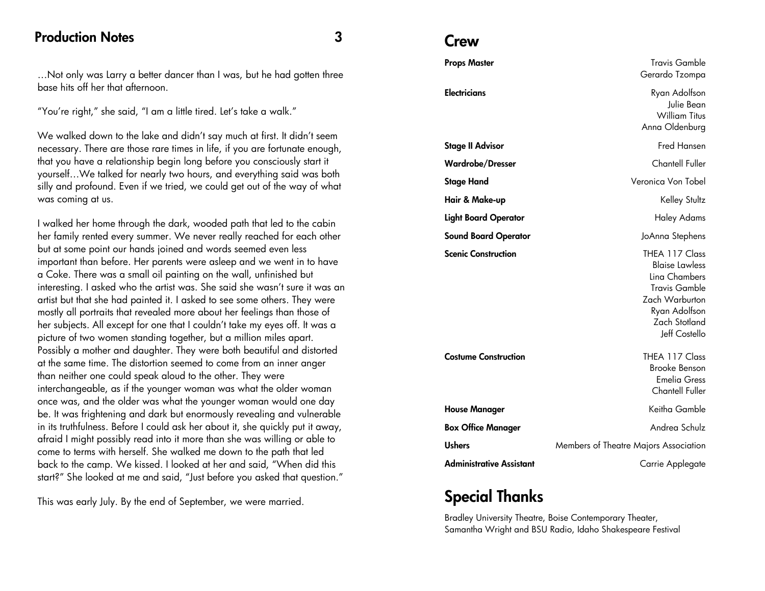## Production Notes

…Not only was Larry a better dancer than I was, but he had gotten three base hits off her that afternoon.

"You're right," she said, "I am a little tired. Let's take a walk."

We walked down to the lake and didn't say much at first. It didn't seem necessary. There are those rare times in life, if you are fortunate enough, that you have a relationship begin long before you consciously start it yourself…We talked for nearly two hours, and everything said was both silly and profound. Even if we tried, we could get out of the way of what was coming at us.

I walked her home through the dark, wooded path that led to the cabin her family rented every summer. We never really reached for each other but at some point our hands joined and words seemed even less important than before. Her parents were asleep and we went in to have a Coke. There was a small oil painting on the wall, unfinished but interesting. I asked who the artist was. She said she wasn't sure it was an artist but that she had painted it. I asked to see some others. They were mostly all portraits that revealed more about her feelings than those of her subjects. All except for one that I couldn't take my eyes off. It was a picture of two women standing together, but a million miles apart. Possibly a mother and daughter. They were both beautiful and distorted at the same time. The distortion seemed to come from an inner anger than neither one could speak aloud to the other. They were interchangeable, as if the younger woman was what the older woman once was, and the older was what the younger woman would one day be. It was frightening and dark but enormously revealing and vulnerable in its truthfulness. Before I could ask her about it, she quickly put it away, afraid I might possibly read into it more than she was willing or able to come to terms with herself. She walked me down to the path that led back to the camp. We kissed. I looked at her and said, "When did this start?" She looked at me and said, "Just before you asked that question."

This was early July. By the end of September, we were married.

## Crew

| | |
|---|---|
| **Props Master** | Travis Gamble<br>Gerardo Tzompa |
| **Electricians** | Ryan Adolfson<br>Julie Bean<br>William Titus<br>Anna Oldenburg |
| **Stage II Advisor** | Fred Hansen |
| **Wardrobe/Dresser** | Chantell Fuller |
| **Stage Hand** | Veronica Von Tobel |
| **Hair & Make-up** | Kelley Stultz |
| **Light Board Operator** | Haley Adams |
| **Sound Board Operator** | JoAnna Stephens |
| **Scenic Construction** | THEA 117 Class<br>Blaise Lawless<br>Lina Chambers<br>Travis Gamble<br>Zach Warburton<br>Ryan Adolfson<br>Zach Stotland<br>Jeff Costello |
| **Costume Construction** | THEA 117 Class<br>Brooke Benson<br>Emelia Gress<br>Chantell Fuller |
| **House Manager** | Keitha Gamble |
| **Box Office Manager** | Andrea Schulz |
| **Ushers** | Members of Theatre Majors Association |
| **Administrative Assistant** | Carrie Applegate |

## Special Thanks

Bradley University Theatre, Boise Contemporary Theater, Samantha Wright and BSU Radio, Idaho Shakespeare Festival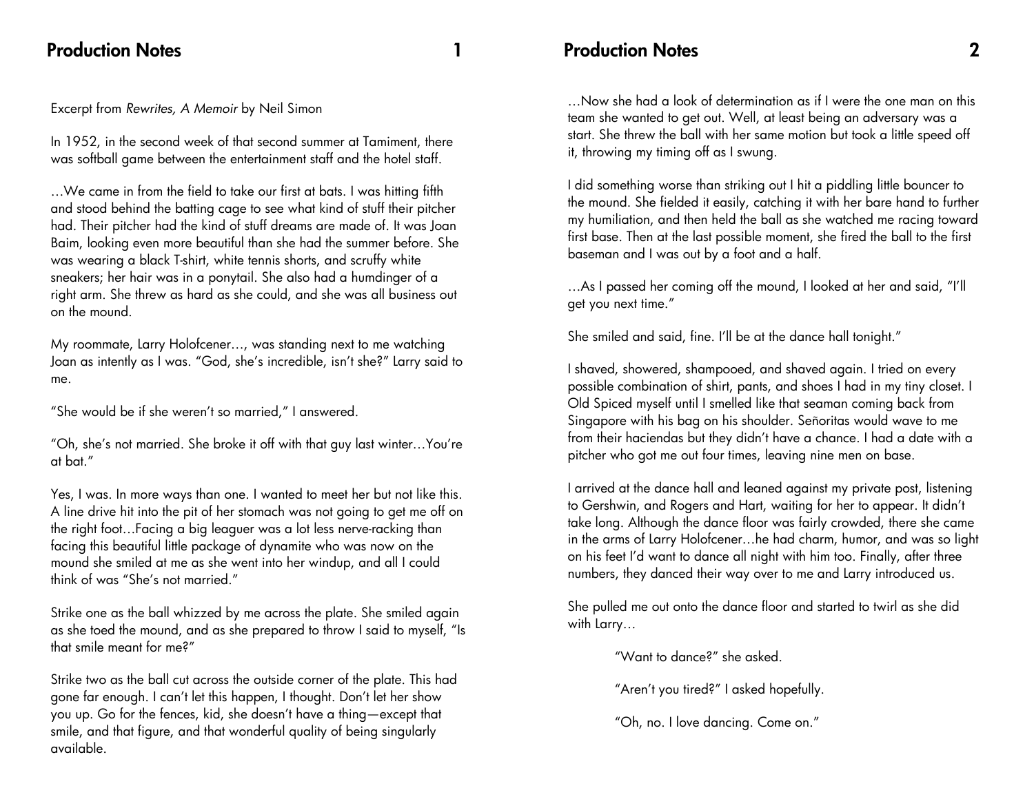Excerpt from *Rewrites, A Memoir* by Neil Simon

In 1952, in the second week of that second summer at Tamiment, there was softball game between the entertainment staff and the hotel staff.

…We came in from the field to take our first at bats. I was hitting fifth and stood behind the batting cage to see what kind of stuff their pitcher had. Their pitcher had the kind of stuff dreams are made of. It was Joan Baim, looking even more beautiful than she had the summer before. She was wearing a black T-shirt, white tennis shorts, and scruffy white sneakers; her hair was in a ponytail. She also had a humdinger of a right arm. She threw as hard as she could, and she was all business out on the mound.

My roommate, Larry Holofcener…, was standing next to me watching Joan as intently as I was. "God, she's incredible, isn't she?" Larry said to me.

"She would be if she weren't so married," I answered.

"Oh, she's not married. She broke it off with that guy last winter…You're at bat."

Yes, I was. In more ways than one. I wanted to meet her but not like this. A line drive hit into the pit of her stomach was not going to get me off on the right foot…Facing a big leaguer was a lot less nerve-racking than facing this beautiful little package of dynamite who was now on the mound she smiled at me as she went into her windup, and all I could think of was "She's not married."

Strike one as the ball whizzed by me across the plate. She smiled again as she toed the mound, and as she prepared to throw I said to myself, "Is that smile meant for me?"

Strike two as the ball cut across the outside corner of the plate. This had gone far enough. I can't let this happen, I thought. Don't let her show you up. Go for the fences, kid, she doesn't have a thing—except that smile, and that figure, and that wonderful quality of being singularly available.

…Now she had a look of determination as if I were the one man on this team she wanted to get out. Well, at least being an adversary was a start. She threw the ball with her same motion but took a little speed off it, throwing my timing off as I swung.

I did something worse than striking out I hit a piddling little bouncer to the mound. She fielded it easily, catching it with her bare hand to further my humiliation, and then held the ball as she watched me racing toward first base. Then at the last possible moment, she fired the ball to the first baseman and I was out by a foot and a half.

…As I passed her coming off the mound, I looked at her and said, "I'll get you next time."

She smiled and said, fine. I'll be at the dance hall tonight."

I shaved, showered, shampooed, and shaved again. I tried on every possible combination of shirt, pants, and shoes I had in my tiny closet. I Old Spiced myself until I smelled like that seaman coming back from Singapore with his bag on his shoulder. Señoritas would wave to me from their haciendas but they didn't have a chance. I had a date with a pitcher who got me out four times, leaving nine men on base.

I arrived at the dance hall and leaned against my private post, listening to Gershwin, and Rogers and Hart, waiting for her to appear. It didn't take long. Although the dance floor was fairly crowded, there she came in the arms of Larry Holofcener…he had charm, humor, and was so light on his feet I'd want to dance all night with him too. Finally, after three numbers, they danced their way over to me and Larry introduced us.

She pulled me out onto the dance floor and started to twirl as she did with Larry…

> "Want to dance?" she asked.
>
> "Aren't you tired?" I asked hopefully.
>
> "Oh, no. I love dancing. Come on."